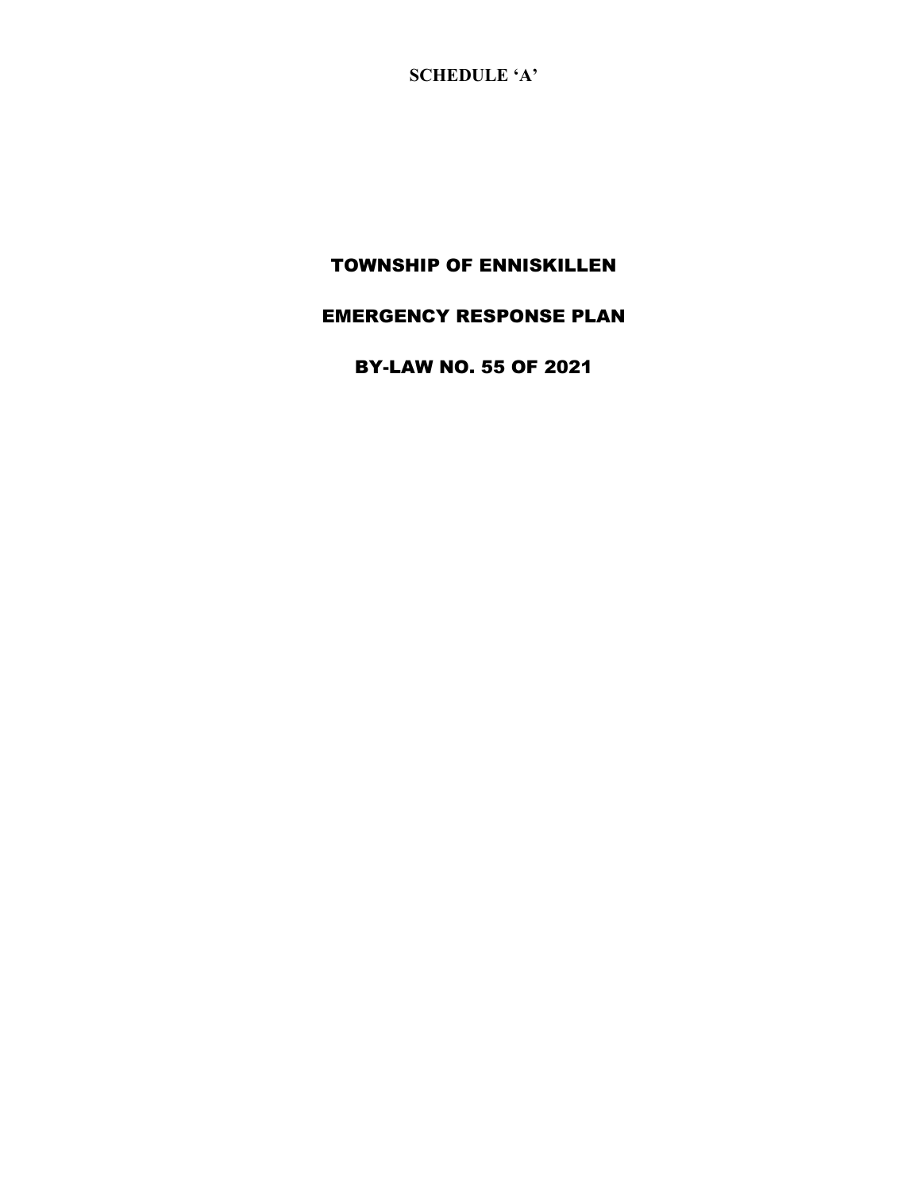**SCHEDULE 'A'**

# TOWNSHIP OF ENNISKILLEN

# EMERGENCY RESPONSE PLAN

# BY-LAW NO. 55 OF 2021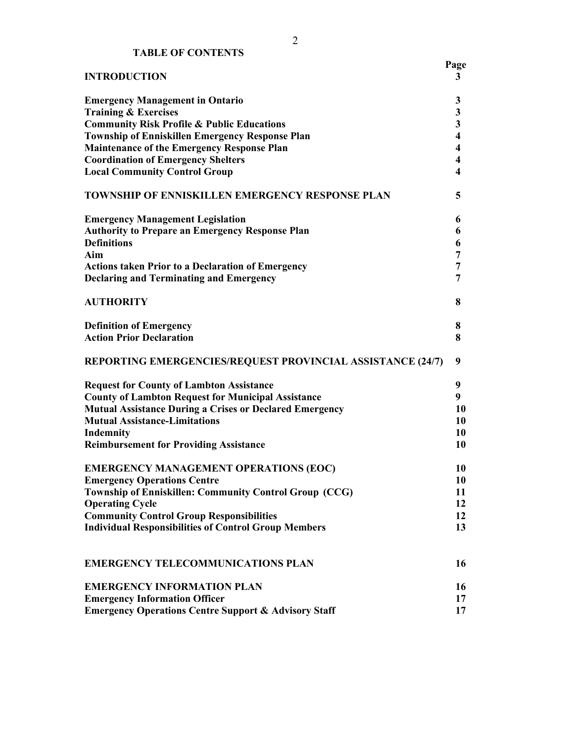## TABLE OF CONTENTS

| | Page |
|---|---|
| **INTRODUCTION** | **3** |
| **Emergency Management in Ontario** | **3** |
| **Training & Exercises** | **3** |
| **Community Risk Profile & Public Educations** | **3** |
| **Township of Enniskillen Emergency Response Plan** | **4** |
| **Maintenance of the Emergency Response Plan** | **4** |
| **Coordination of Emergency Shelters** | **4** |
| **Local Community Control Group** | **4** |
| **TOWNSHIP OF ENNISKILLEN EMERGENCY RESPONSE PLAN** | **5** |
| **Emergency Management Legislation** | **6** |
| **Authority to Prepare an Emergency Response Plan** | **6** |
| **Definitions** | **6** |
| **Aim** | **7** |
| **Actions taken Prior to a Declaration of Emergency** | **7** |
| **Declaring and Terminating and Emergency** | **7** |
| **AUTHORITY** | **8** |
| **Definition of Emergency** | **8** |
| **Action Prior Declaration** | **8** |
| **REPORTING EMERGENCIES/REQUEST PROVINCIAL ASSISTANCE (24/7)** | **9** |
| **Request for County of Lambton Assistance** | **9** |
| **County of Lambton Request for Municipal Assistance** | **9** |
| **Mutual Assistance During a Crises or Declared Emergency** | **10** |
| **Mutual Assistance-Limitations** | **10** |
| **Indemnity** | **10** |
| **Reimbursement for Providing Assistance** | **10** |
| **EMERGENCY MANAGEMENT OPERATIONS (EOC)** | **10** |
| **Emergency Operations Centre** | **10** |
| **Township of Enniskillen: Community Control Group (CCG)** | **11** |
| **Operating Cycle** | **12** |
| **Community Control Group Responsibilities** | **12** |
| **Individual Responsibilities of Control Group Members** | **13** |
| **EMERGENCY TELECOMMUNICATIONS PLAN** | **16** |
| **EMERGENCY INFORMATION PLAN** | **16** |
| **Emergency Information Officer** | **17** |
| **Emergency Operations Centre Support & Advisory Staff** | **17** |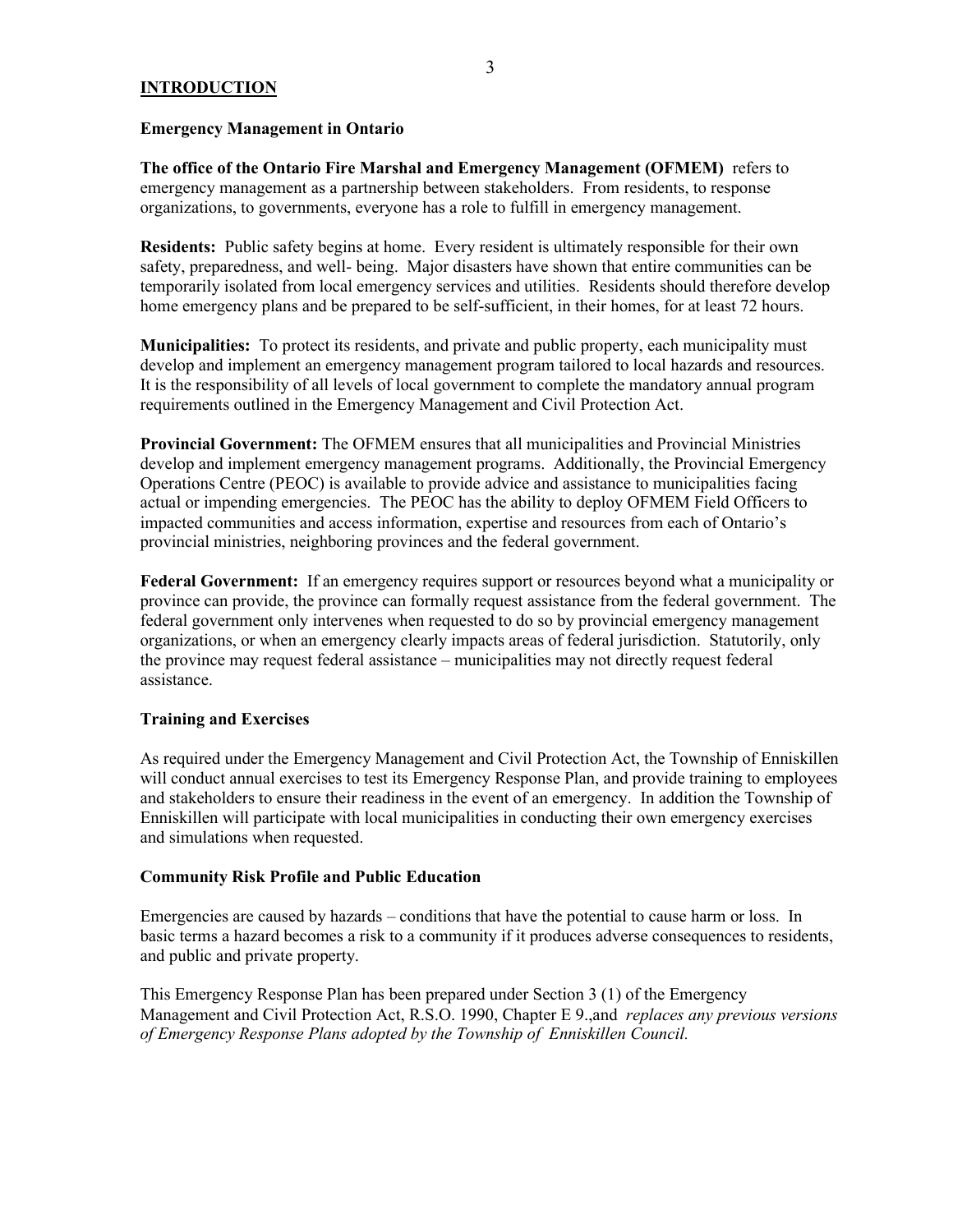## INTRODUCTION

### Emergency Management in Ontario

**The office of the Ontario Fire Marshal and Emergency Management (OFMEM)** refers to emergency management as a partnership between stakeholders. From residents, to response organizations, to governments, everyone has a role to fulfill in emergency management.

**Residents:** Public safety begins at home. Every resident is ultimately responsible for their own safety, preparedness, and well- being. Major disasters have shown that entire communities can be temporarily isolated from local emergency services and utilities. Residents should therefore develop home emergency plans and be prepared to be self-sufficient, in their homes, for at least 72 hours.

**Municipalities:** To protect its residents, and private and public property, each municipality must develop and implement an emergency management program tailored to local hazards and resources. It is the responsibility of all levels of local government to complete the mandatory annual program requirements outlined in the Emergency Management and Civil Protection Act.

**Provincial Government:** The OFMEM ensures that all municipalities and Provincial Ministries develop and implement emergency management programs. Additionally, the Provincial Emergency Operations Centre (PEOC) is available to provide advice and assistance to municipalities facing actual or impending emergencies. The PEOC has the ability to deploy OFMEM Field Officers to impacted communities and access information, expertise and resources from each of Ontario's provincial ministries, neighboring provinces and the federal government.

**Federal Government:** If an emergency requires support or resources beyond what a municipality or province can provide, the province can formally request assistance from the federal government. The federal government only intervenes when requested to do so by provincial emergency management organizations, or when an emergency clearly impacts areas of federal jurisdiction. Statutorily, only the province may request federal assistance – municipalities may not directly request federal assistance.

### Training and Exercises

As required under the Emergency Management and Civil Protection Act, the Township of Enniskillen will conduct annual exercises to test its Emergency Response Plan, and provide training to employees and stakeholders to ensure their readiness in the event of an emergency. In addition the Township of Enniskillen will participate with local municipalities in conducting their own emergency exercises and simulations when requested.

### Community Risk Profile and Public Education

Emergencies are caused by hazards – conditions that have the potential to cause harm or loss. In basic terms a hazard becomes a risk to a community if it produces adverse consequences to residents, and public and private property.

This Emergency Response Plan has been prepared under Section 3 (1) of the Emergency Management and Civil Protection Act, R.S.O. 1990, Chapter E 9.,and *replaces any previous versions of Emergency Response Plans adopted by the Township of Enniskillen Council.*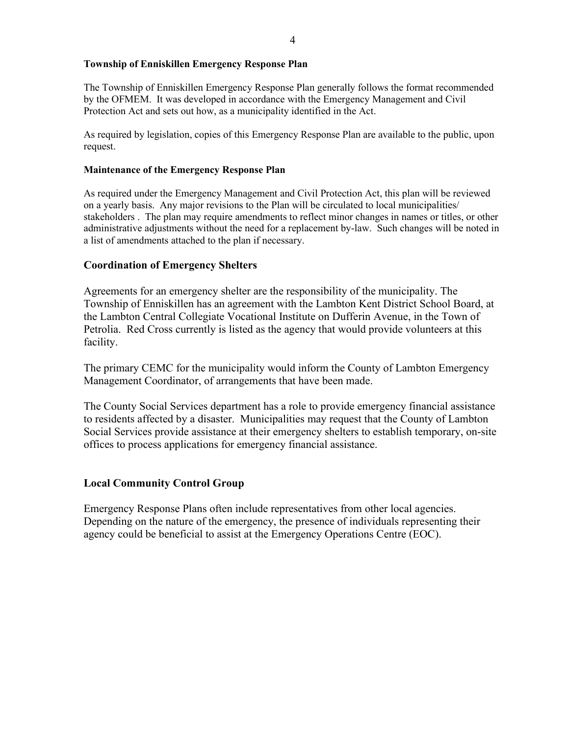**Township of Enniskillen Emergency Response Plan**

The Township of Enniskillen Emergency Response Plan generally follows the format recommended by the OFMEM. It was developed in accordance with the Emergency Management and Civil Protection Act and sets out how, as a municipality identified in the Act.

As required by legislation, copies of this Emergency Response Plan are available to the public, upon request.

**Maintenance of the Emergency Response Plan**

As required under the Emergency Management and Civil Protection Act, this plan will be reviewed on a yearly basis. Any major revisions to the Plan will be circulated to local municipalities/ stakeholders . The plan may require amendments to reflect minor changes in names or titles, or other administrative adjustments without the need for a replacement by-law. Such changes will be noted in a list of amendments attached to the plan if necessary.

## Coordination of Emergency Shelters

Agreements for an emergency shelter are the responsibility of the municipality. The Township of Enniskillen has an agreement with the Lambton Kent District School Board, at the Lambton Central Collegiate Vocational Institute on Dufferin Avenue, in the Town of Petrolia. Red Cross currently is listed as the agency that would provide volunteers at this facility.

The primary CEMC for the municipality would inform the County of Lambton Emergency Management Coordinator, of arrangements that have been made.

The County Social Services department has a role to provide emergency financial assistance to residents affected by a disaster. Municipalities may request that the County of Lambton Social Services provide assistance at their emergency shelters to establish temporary, on-site offices to process applications for emergency financial assistance.

## Local Community Control Group

Emergency Response Plans often include representatives from other local agencies. Depending on the nature of the emergency, the presence of individuals representing their agency could be beneficial to assist at the Emergency Operations Centre (EOC).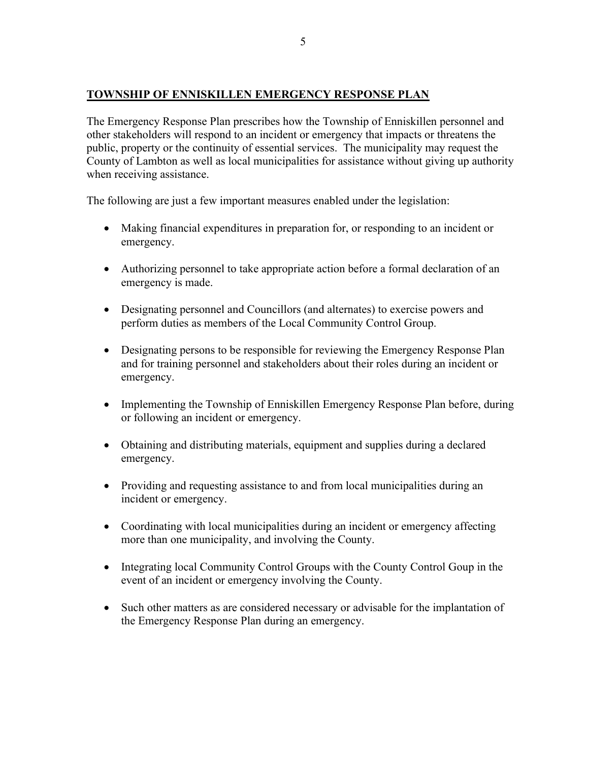## TOWNSHIP OF ENNISKILLEN EMERGENCY RESPONSE PLAN

The Emergency Response Plan prescribes how the Township of Enniskillen personnel and other stakeholders will respond to an incident or emergency that impacts or threatens the public, property or the continuity of essential services. The municipality may request the County of Lambton as well as local municipalities for assistance without giving up authority when receiving assistance.

The following are just a few important measures enabled under the legislation:

- Making financial expenditures in preparation for, or responding to an incident or emergency.
- Authorizing personnel to take appropriate action before a formal declaration of an emergency is made.
- Designating personnel and Councillors (and alternates) to exercise powers and perform duties as members of the Local Community Control Group.
- Designating persons to be responsible for reviewing the Emergency Response Plan and for training personnel and stakeholders about their roles during an incident or emergency.
- Implementing the Township of Enniskillen Emergency Response Plan before, during or following an incident or emergency.
- Obtaining and distributing materials, equipment and supplies during a declared emergency.
- Providing and requesting assistance to and from local municipalities during an incident or emergency.
- Coordinating with local municipalities during an incident or emergency affecting more than one municipality, and involving the County.
- Integrating local Community Control Groups with the County Control Goup in the event of an incident or emergency involving the County.
- Such other matters as are considered necessary or advisable for the implantation of the Emergency Response Plan during an emergency.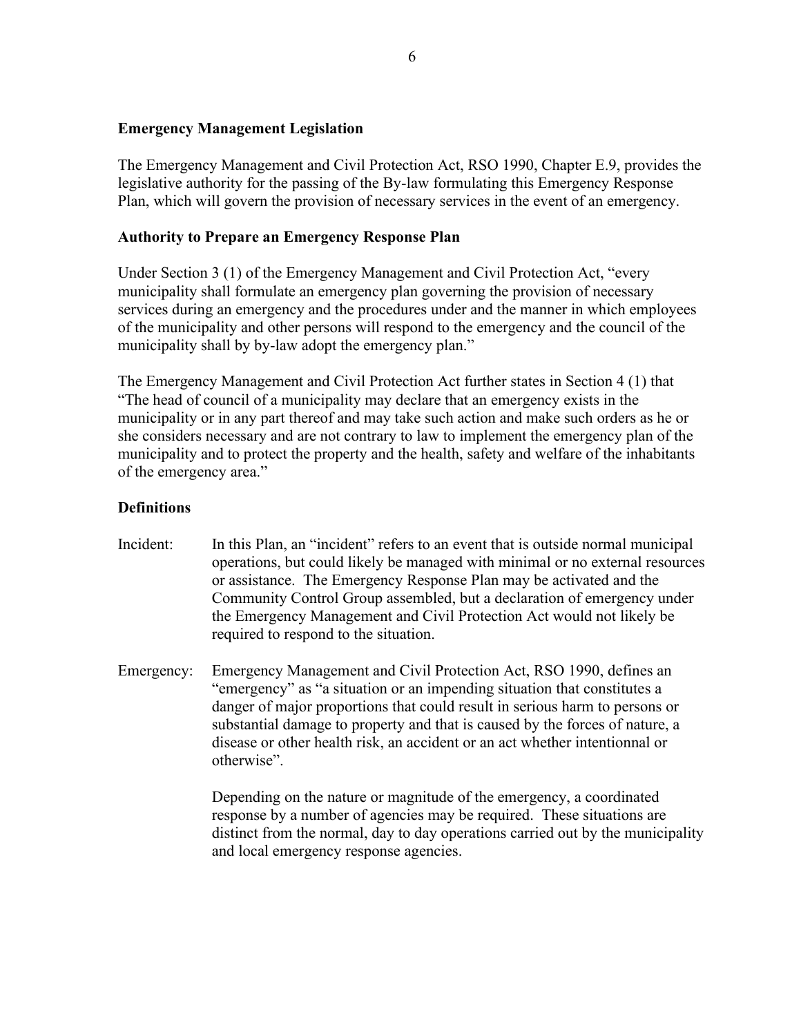## Emergency Management Legislation

The Emergency Management and Civil Protection Act, RSO 1990, Chapter E.9, provides the legislative authority for the passing of the By-law formulating this Emergency Response Plan, which will govern the provision of necessary services in the event of an emergency.

## Authority to Prepare an Emergency Response Plan

Under Section 3 (1) of the Emergency Management and Civil Protection Act, "every municipality shall formulate an emergency plan governing the provision of necessary services during an emergency and the procedures under and the manner in which employees of the municipality and other persons will respond to the emergency and the council of the municipality shall by by-law adopt the emergency plan."

The Emergency Management and Civil Protection Act further states in Section 4 (1) that "The head of council of a municipality may declare that an emergency exists in the municipality or in any part thereof and may take such action and make such orders as he or she considers necessary and are not contrary to law to implement the emergency plan of the municipality and to protect the property and the health, safety and welfare of the inhabitants of the emergency area."

## Definitions

Incident: In this Plan, an "incident" refers to an event that is outside normal municipal operations, but could likely be managed with minimal or no external resources or assistance. The Emergency Response Plan may be activated and the Community Control Group assembled, but a declaration of emergency under the Emergency Management and Civil Protection Act would not likely be required to respond to the situation.

Emergency: Emergency Management and Civil Protection Act, RSO 1990, defines an "emergency" as "a situation or an impending situation that constitutes a danger of major proportions that could result in serious harm to persons or substantial damage to property and that is caused by the forces of nature, a disease or other health risk, an accident or an act whether intentionnal or otherwise".

Depending on the nature or magnitude of the emergency, a coordinated response by a number of agencies may be required. These situations are distinct from the normal, day to day operations carried out by the municipality and local emergency response agencies.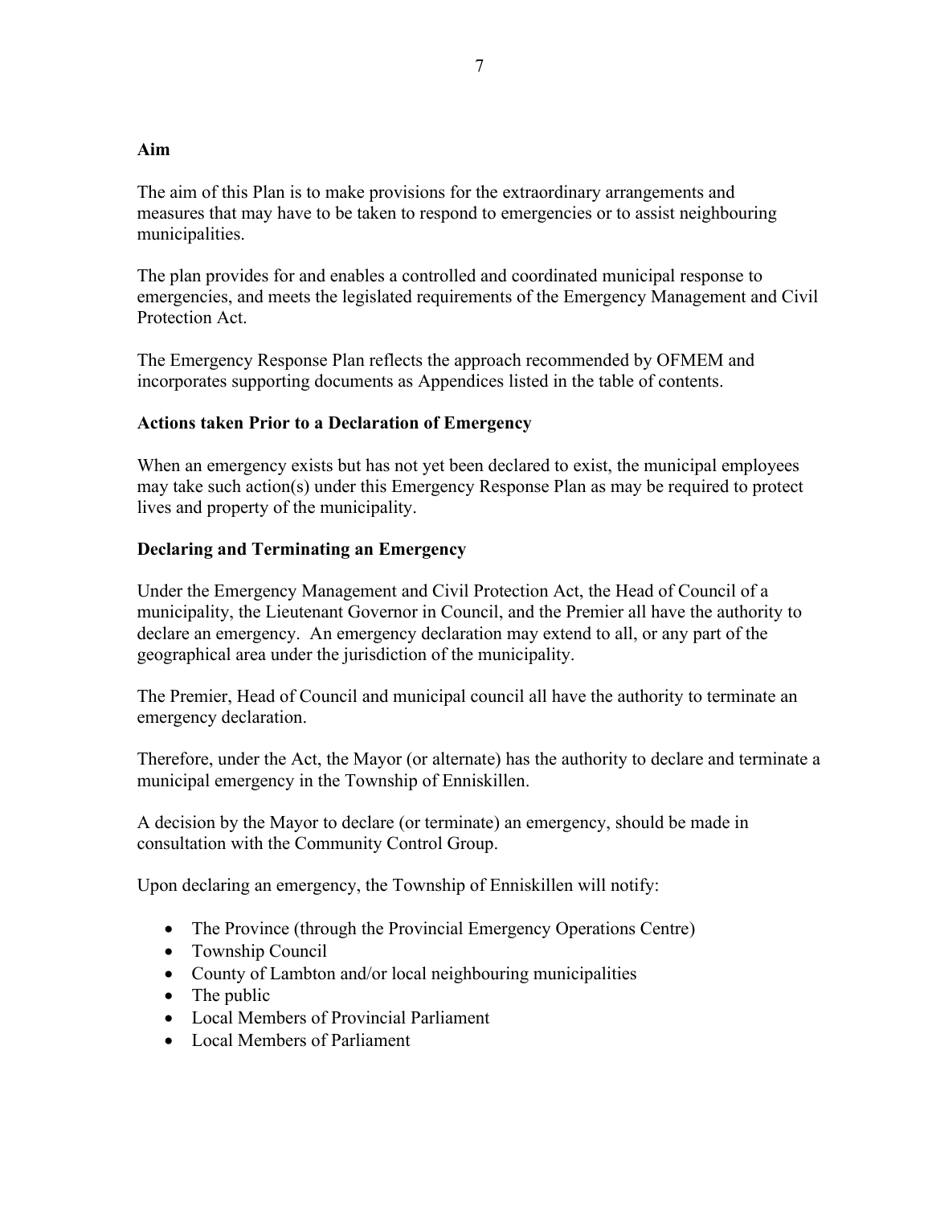**Aim**

The aim of this Plan is to make provisions for the extraordinary arrangements and measures that may have to be taken to respond to emergencies or to assist neighbouring municipalities.

The plan provides for and enables a controlled and coordinated municipal response to emergencies, and meets the legislated requirements of the Emergency Management and Civil Protection Act.

The Emergency Response Plan reflects the approach recommended by OFMEM and incorporates supporting documents as Appendices listed in the table of contents.

**Actions taken Prior to a Declaration of Emergency**

When an emergency exists but has not yet been declared to exist, the municipal employees may take such action(s) under this Emergency Response Plan as may be required to protect lives and property of the municipality.

**Declaring and Terminating an Emergency**

Under the Emergency Management and Civil Protection Act, the Head of Council of a municipality, the Lieutenant Governor in Council, and the Premier all have the authority to declare an emergency. An emergency declaration may extend to all, or any part of the geographical area under the jurisdiction of the municipality.

The Premier, Head of Council and municipal council all have the authority to terminate an emergency declaration.

Therefore, under the Act, the Mayor (or alternate) has the authority to declare and terminate a municipal emergency in the Township of Enniskillen.

A decision by the Mayor to declare (or terminate) an emergency, should be made in consultation with the Community Control Group.

Upon declaring an emergency, the Township of Enniskillen will notify:

- The Province (through the Provincial Emergency Operations Centre)
- Township Council
- County of Lambton and/or local neighbouring municipalities
- The public
- Local Members of Provincial Parliament
- Local Members of Parliament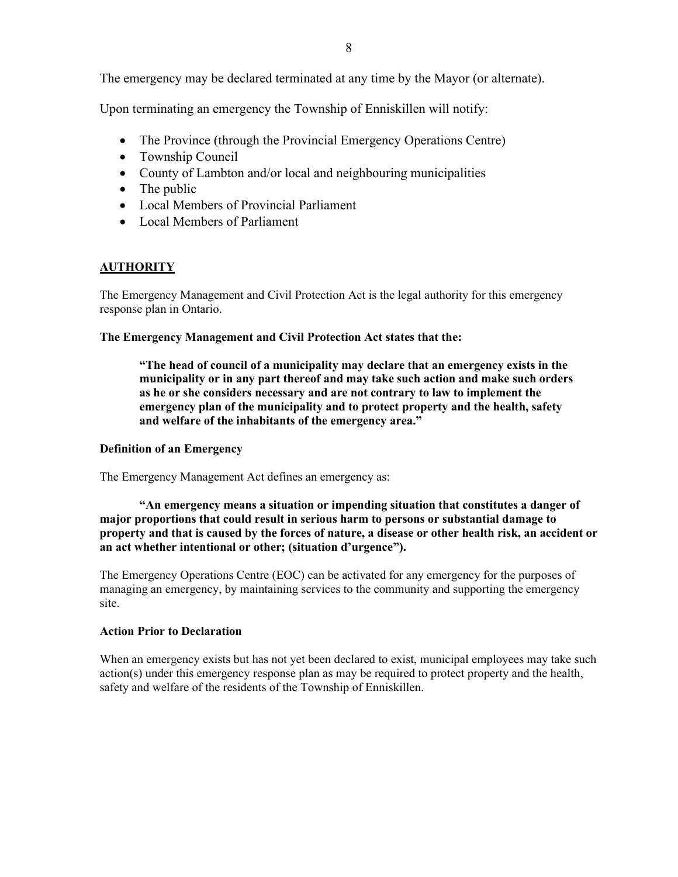The emergency may be declared terminated at any time by the Mayor (or alternate).

Upon terminating an emergency the Township of Enniskillen will notify:

- The Province (through the Provincial Emergency Operations Centre)
- Township Council
- County of Lambton and/or local and neighbouring municipalities
- The public
- Local Members of Provincial Parliament
- Local Members of Parliament

## AUTHORITY

The Emergency Management and Civil Protection Act is the legal authority for this emergency response plan in Ontario.

**The Emergency Management and Civil Protection Act states that the:**

> **"The head of council of a municipality may declare that an emergency exists in the municipality or in any part thereof and may take such action and make such orders as he or she considers necessary and are not contrary to law to implement the emergency plan of the municipality and to protect property and the health, safety and welfare of the inhabitants of the emergency area."**

**Definition of an Emergency**

The Emergency Management Act defines an emergency as:

**"An emergency means a situation or impending situation that constitutes a danger of major proportions that could result in serious harm to persons or substantial damage to property and that is caused by the forces of nature, a disease or other health risk, an accident or an act whether intentional or other; (situation d'urgence").**

The Emergency Operations Centre (EOC) can be activated for any emergency for the purposes of managing an emergency, by maintaining services to the community and supporting the emergency site.

**Action Prior to Declaration**

When an emergency exists but has not yet been declared to exist, municipal employees may take such action(s) under this emergency response plan as may be required to protect property and the health, safety and welfare of the residents of the Township of Enniskillen.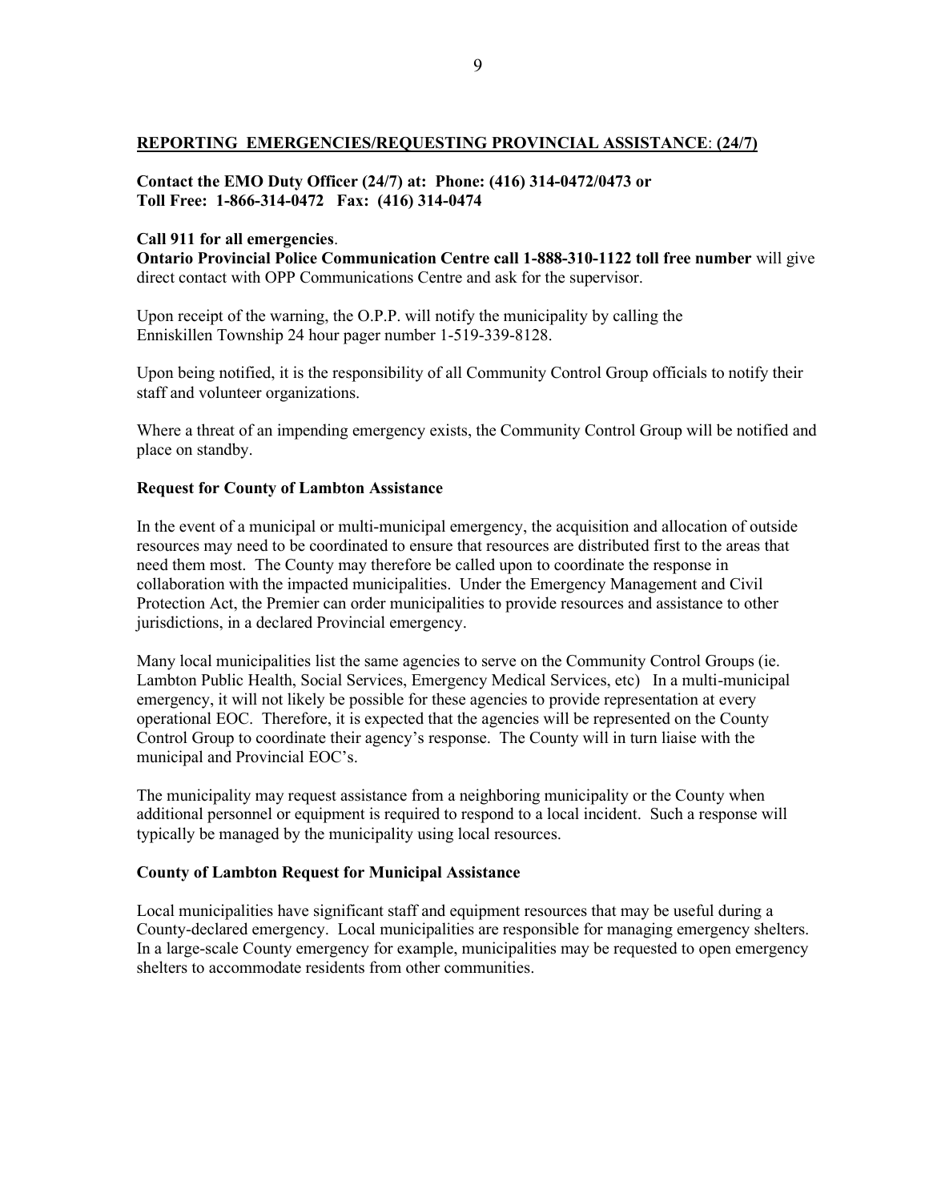## **REPORTING EMERGENCIES/REQUESTING PROVINCIAL ASSISTANCE: (24/7)**

**Contact the EMO Duty Officer (24/7) at: Phone: (416) 314-0472/0473 or**
**Toll Free: 1-866-314-0472 Fax: (416) 314-0474**

**Call 911 for all emergencies**.
**Ontario Provincial Police Communication Centre call 1-888-310-1122 toll free number** will give direct contact with OPP Communications Centre and ask for the supervisor.

Upon receipt of the warning, the O.P.P. will notify the municipality by calling the Enniskillen Township 24 hour pager number 1-519-339-8128.

Upon being notified, it is the responsibility of all Community Control Group officials to notify their staff and volunteer organizations.

Where a threat of an impending emergency exists, the Community Control Group will be notified and place on standby.

### **Request for County of Lambton Assistance**

In the event of a municipal or multi-municipal emergency, the acquisition and allocation of outside resources may need to be coordinated to ensure that resources are distributed first to the areas that need them most. The County may therefore be called upon to coordinate the response in collaboration with the impacted municipalities. Under the Emergency Management and Civil Protection Act, the Premier can order municipalities to provide resources and assistance to other jurisdictions, in a declared Provincial emergency.

Many local municipalities list the same agencies to serve on the Community Control Groups (ie. Lambton Public Health, Social Services, Emergency Medical Services, etc) In a multi-municipal emergency, it will not likely be possible for these agencies to provide representation at every operational EOC. Therefore, it is expected that the agencies will be represented on the County Control Group to coordinate their agency's response. The County will in turn liaise with the municipal and Provincial EOC's.

The municipality may request assistance from a neighboring municipality or the County when additional personnel or equipment is required to respond to a local incident. Such a response will typically be managed by the municipality using local resources.

### **County of Lambton Request for Municipal Assistance**

Local municipalities have significant staff and equipment resources that may be useful during a County-declared emergency. Local municipalities are responsible for managing emergency shelters. In a large-scale County emergency for example, municipalities may be requested to open emergency shelters to accommodate residents from other communities.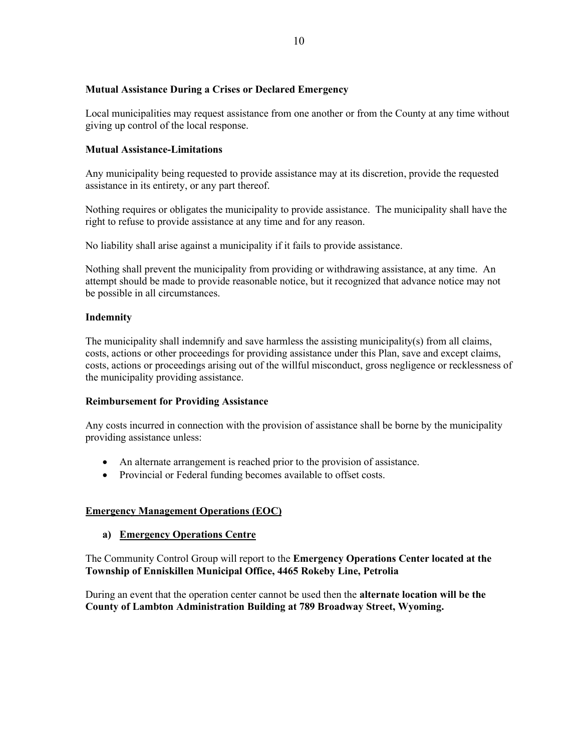**Mutual Assistance During a Crises or Declared Emergency**

Local municipalities may request assistance from one another or from the County at any time without giving up control of the local response.

**Mutual Assistance-Limitations**

Any municipality being requested to provide assistance may at its discretion, provide the requested assistance in its entirety, or any part thereof.

Nothing requires or obligates the municipality to provide assistance. The municipality shall have the right to refuse to provide assistance at any time and for any reason.

No liability shall arise against a municipality if it fails to provide assistance.

Nothing shall prevent the municipality from providing or withdrawing assistance, at any time. An attempt should be made to provide reasonable notice, but it recognized that advance notice may not be possible in all circumstances.

**Indemnity**

The municipality shall indemnify and save harmless the assisting municipality(s) from all claims, costs, actions or other proceedings for providing assistance under this Plan, save and except claims, costs, actions or proceedings arising out of the willful misconduct, gross negligence or recklessness of the municipality providing assistance.

**Reimbursement for Providing Assistance**

Any costs incurred in connection with the provision of assistance shall be borne by the municipality providing assistance unless:

- An alternate arrangement is reached prior to the provision of assistance.
- Provincial or Federal funding becomes available to offset costs.

## Emergency Management Operations (EOC)

### a) Emergency Operations Centre

The Community Control Group will report to the **Emergency Operations Center located at the Township of Enniskillen Municipal Office, 4465 Rokeby Line, Petrolia**

During an event that the operation center cannot be used then the **alternate location will be the County of Lambton Administration Building at 789 Broadway Street, Wyoming.**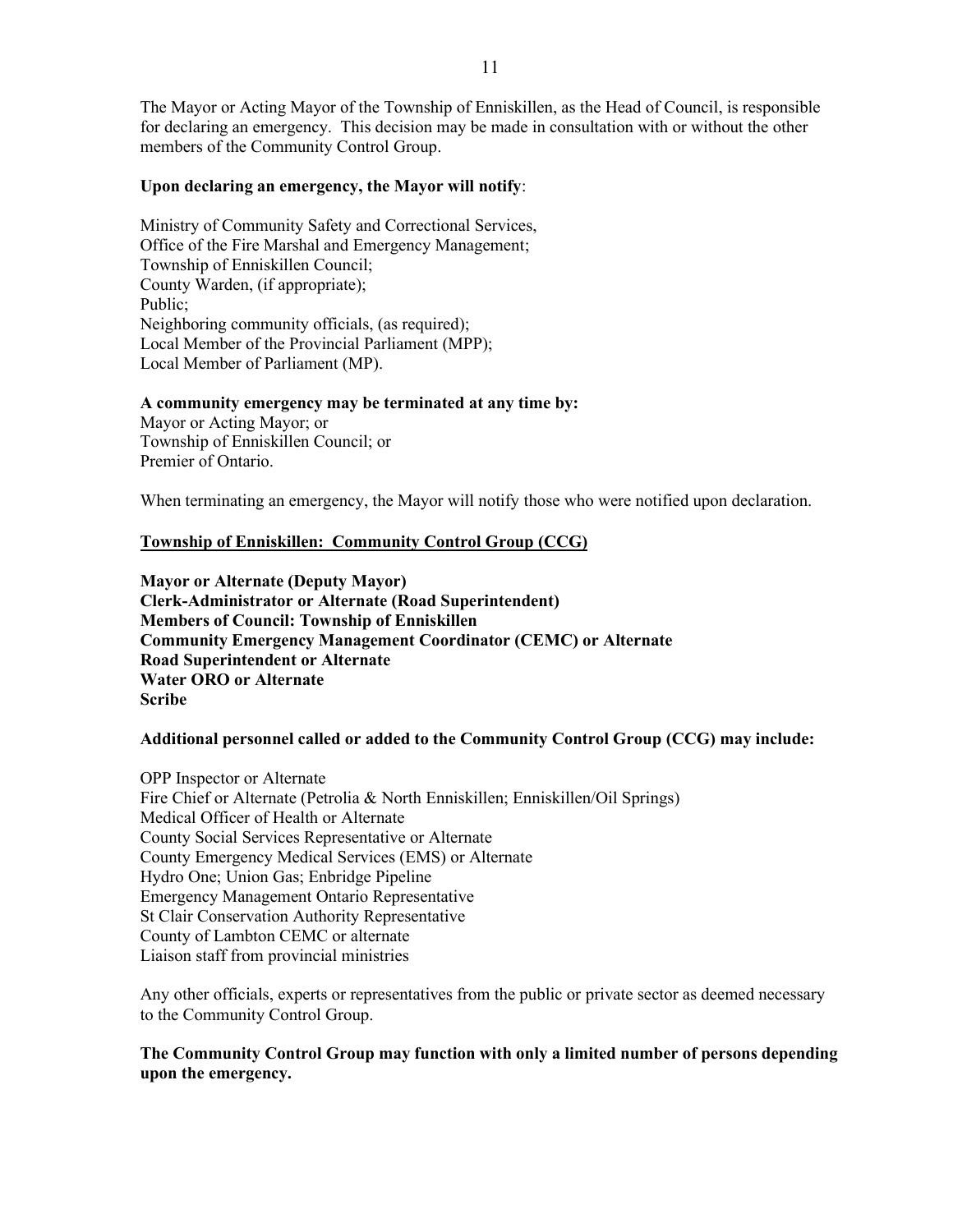The Mayor or Acting Mayor of the Township of Enniskillen, as the Head of Council, is responsible for declaring an emergency. This decision may be made in consultation with or without the other members of the Community Control Group.

**Upon declaring an emergency, the Mayor will notify**:

Ministry of Community Safety and Correctional Services,  
Office of the Fire Marshal and Emergency Management;  
Township of Enniskillen Council;  
County Warden, (if appropriate);  
Public;  
Neighboring community officials, (as required);  
Local Member of the Provincial Parliament (MPP);  
Local Member of Parliament (MP).

**A community emergency may be terminated at any time by:**  
Mayor or Acting Mayor; or  
Township of Enniskillen Council; or  
Premier of Ontario.

When terminating an emergency, the Mayor will notify those who were notified upon declaration.

**<u>Township of Enniskillen: Community Control Group (CCG)</u>**

**Mayor or Alternate (Deputy Mayor)**  
**Clerk-Administrator or Alternate (Road Superintendent)**  
**Members of Council: Township of Enniskillen**  
**Community Emergency Management Coordinator (CEMC) or Alternate**  
**Road Superintendent or Alternate**  
**Water ORO or Alternate**  
**Scribe**

**Additional personnel called or added to the Community Control Group (CCG) may include:**

OPP Inspector or Alternate  
Fire Chief or Alternate (Petrolia & North Enniskillen; Enniskillen/Oil Springs)  
Medical Officer of Health or Alternate  
County Social Services Representative or Alternate  
County Emergency Medical Services (EMS) or Alternate  
Hydro One; Union Gas; Enbridge Pipeline  
Emergency Management Ontario Representative  
St Clair Conservation Authority Representative  
County of Lambton CEMC or alternate  
Liaison staff from provincial ministries

Any other officials, experts or representatives from the public or private sector as deemed necessary to the Community Control Group.

**The Community Control Group may function with only a limited number of persons depending upon the emergency.**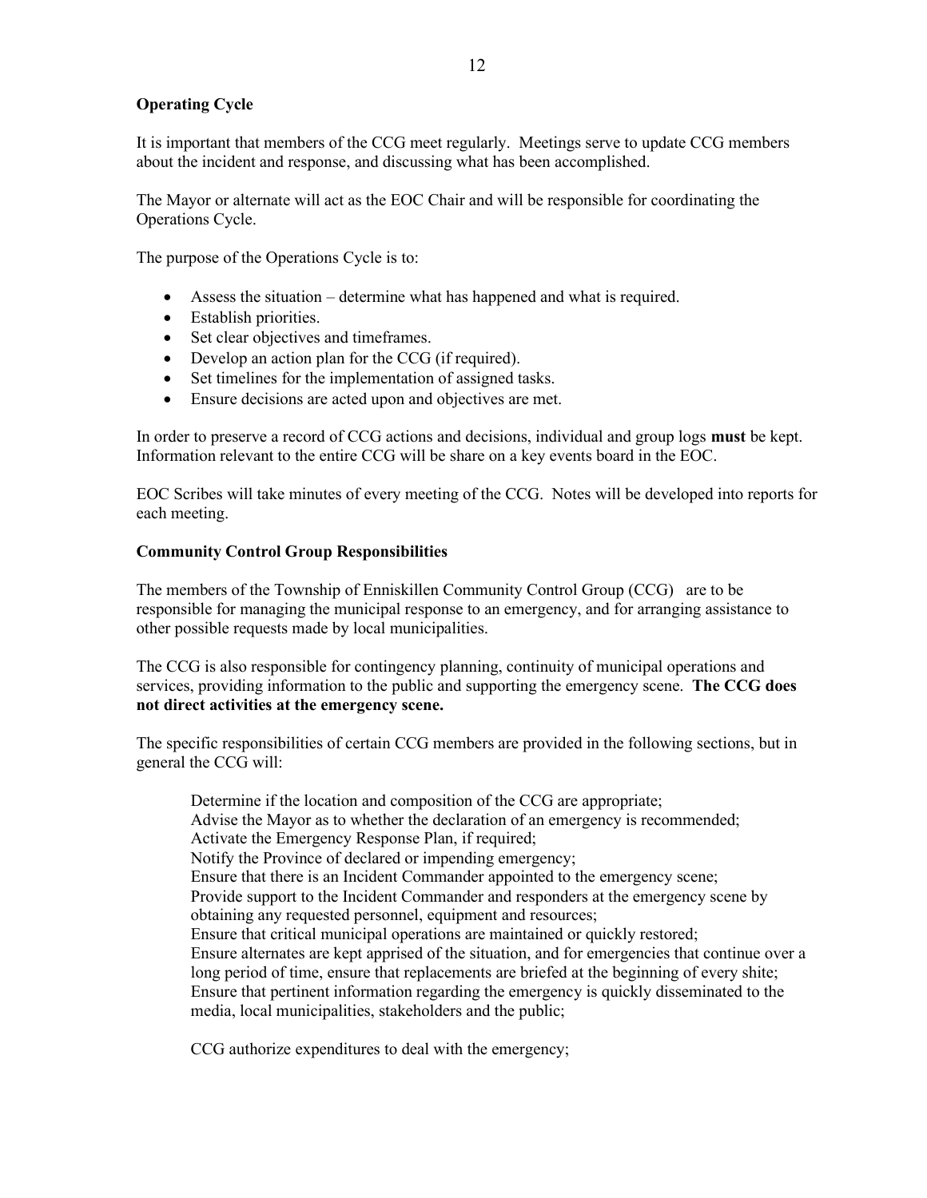**Operating Cycle**

It is important that members of the CCG meet regularly. Meetings serve to update CCG members about the incident and response, and discussing what has been accomplished.

The Mayor or alternate will act as the EOC Chair and will be responsible for coordinating the Operations Cycle.

The purpose of the Operations Cycle is to:

- Assess the situation – determine what has happened and what is required.
- Establish priorities.
- Set clear objectives and timeframes.
- Develop an action plan for the CCG (if required).
- Set timelines for the implementation of assigned tasks.
- Ensure decisions are acted upon and objectives are met.

In order to preserve a record of CCG actions and decisions, individual and group logs **must** be kept. Information relevant to the entire CCG will be share on a key events board in the EOC.

EOC Scribes will take minutes of every meeting of the CCG. Notes will be developed into reports for each meeting.

**Community Control Group Responsibilities**

The members of the Township of Enniskillen Community Control Group (CCG) are to be responsible for managing the municipal response to an emergency, and for arranging assistance to other possible requests made by local municipalities.

The CCG is also responsible for contingency planning, continuity of municipal operations and services, providing information to the public and supporting the emergency scene. **The CCG does not direct activities at the emergency scene.**

The specific responsibilities of certain CCG members are provided in the following sections, but in general the CCG will:

> Determine if the location and composition of the CCG are appropriate;
> Advise the Mayor as to whether the declaration of an emergency is recommended;
> Activate the Emergency Response Plan, if required;
> Notify the Province of declared or impending emergency;
> Ensure that there is an Incident Commander appointed to the emergency scene;
> Provide support to the Incident Commander and responders at the emergency scene by obtaining any requested personnel, equipment and resources;
> Ensure that critical municipal operations are maintained or quickly restored;
> Ensure alternates are kept apprised of the situation, and for emergencies that continue over a long period of time, ensure that replacements are briefed at the beginning of every shite;
> Ensure that pertinent information regarding the emergency is quickly disseminated to the media, local municipalities, stakeholders and the public;
>
> CCG authorize expenditures to deal with the emergency;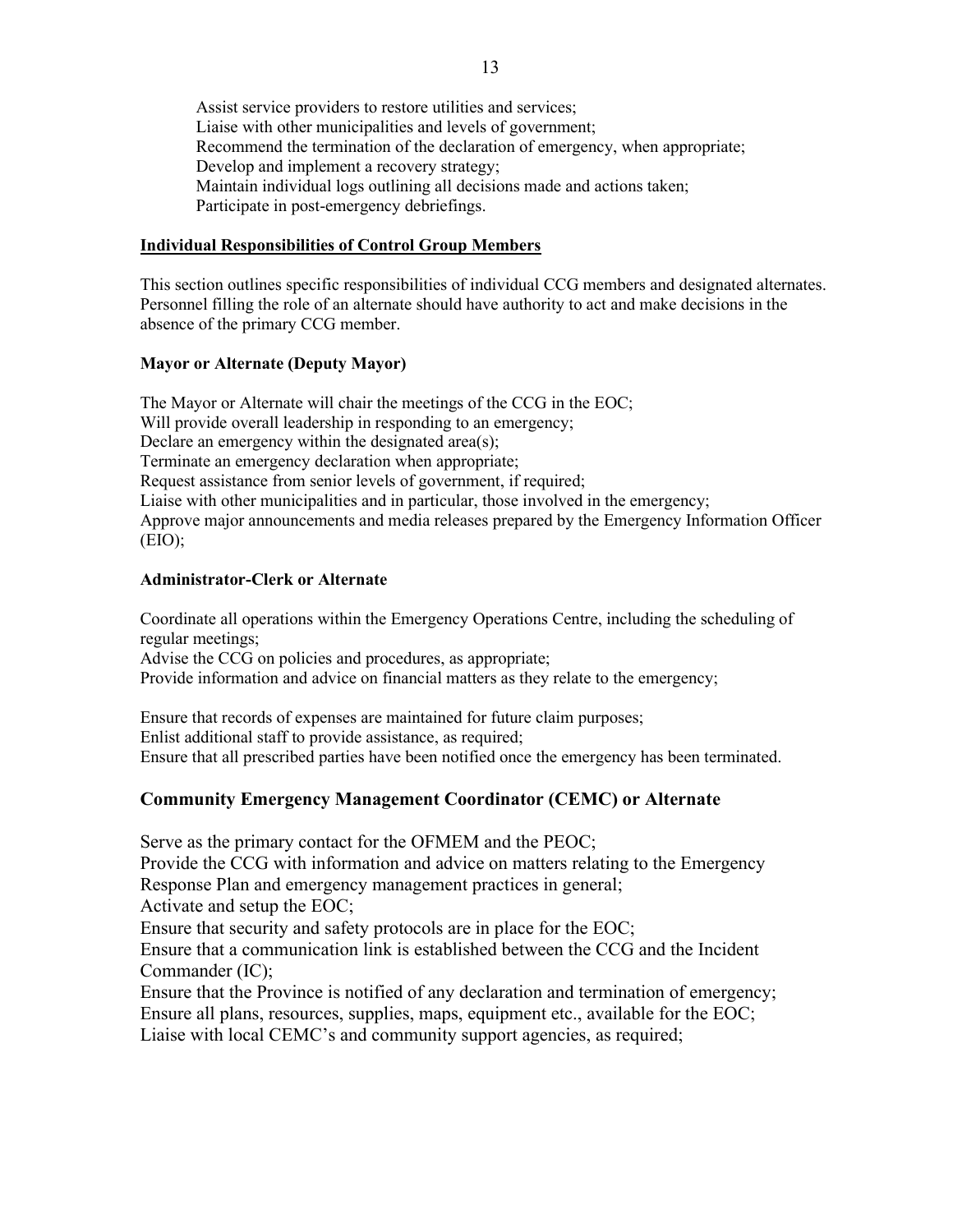Assist service providers to restore utilities and services;
Liaise with other municipalities and levels of government;
Recommend the termination of the declaration of emergency, when appropriate;
Develop and implement a recovery strategy;
Maintain individual logs outlining all decisions made and actions taken;
Participate in post-emergency debriefings.

## Individual Responsibilities of Control Group Members

This section outlines specific responsibilities of individual CCG members and designated alternates. Personnel filling the role of an alternate should have authority to act and make decisions in the absence of the primary CCG member.

### Mayor or Alternate (Deputy Mayor)

The Mayor or Alternate will chair the meetings of the CCG in the EOC;
Will provide overall leadership in responding to an emergency;
Declare an emergency within the designated area(s);
Terminate an emergency declaration when appropriate;
Request assistance from senior levels of government, if required;
Liaise with other municipalities and in particular, those involved in the emergency;
Approve major announcements and media releases prepared by the Emergency Information Officer (EIO);

### Administrator-Clerk or Alternate

Coordinate all operations within the Emergency Operations Centre, including the scheduling of regular meetings;
Advise the CCG on policies and procedures, as appropriate;
Provide information and advice on financial matters as they relate to the emergency;

Ensure that records of expenses are maintained for future claim purposes;
Enlist additional staff to provide assistance, as required;
Ensure that all prescribed parties have been notified once the emergency has been terminated.

### Community Emergency Management Coordinator (CEMC) or Alternate

Serve as the primary contact for the OFMEM and the PEOC;
Provide the CCG with information and advice on matters relating to the Emergency Response Plan and emergency management practices in general;
Activate and setup the EOC;
Ensure that security and safety protocols are in place for the EOC;
Ensure that a communication link is established between the CCG and the Incident Commander (IC);
Ensure that the Province is notified of any declaration and termination of emergency;
Ensure all plans, resources, supplies, maps, equipment etc., available for the EOC;
Liaise with local CEMC's and community support agencies, as required;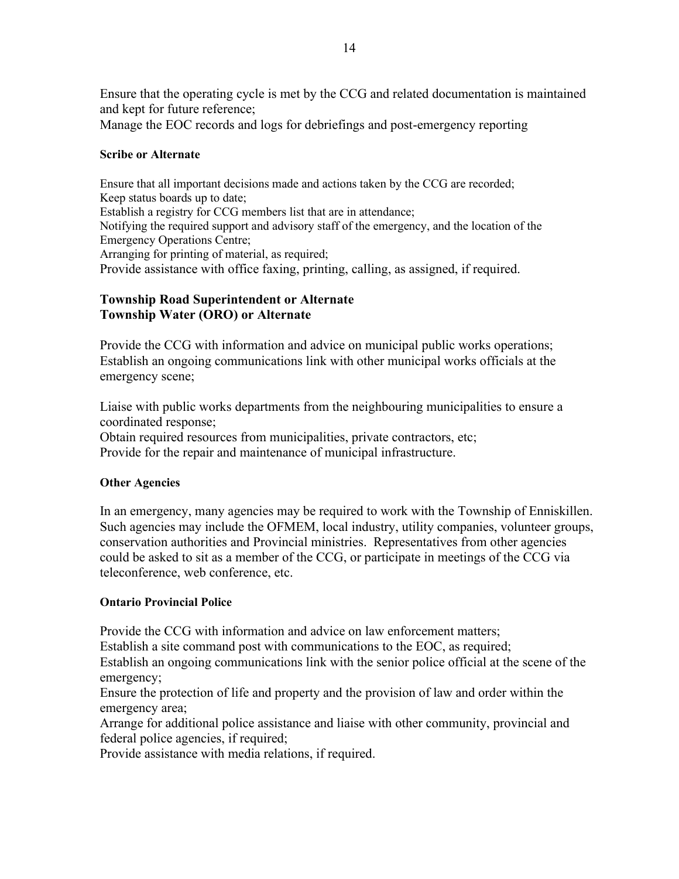Ensure that the operating cycle is met by the CCG and related documentation is maintained and kept for future reference;
Manage the EOC records and logs for debriefings and post-emergency reporting

#### Scribe or Alternate

Ensure that all important decisions made and actions taken by the CCG are recorded;
Keep status boards up to date;
Establish a registry for CCG members list that are in attendance;
Notifying the required support and advisory staff of the emergency, and the location of the Emergency Operations Centre;
Arranging for printing of material, as required;
Provide assistance with office faxing, printing, calling, as assigned, if required.

### Township Road Superintendent or Alternate
### Township Water (ORO) or Alternate

Provide the CCG with information and advice on municipal public works operations;
Establish an ongoing communications link with other municipal works officials at the emergency scene;

Liaise with public works departments from the neighbouring municipalities to ensure a coordinated response;
Obtain required resources from municipalities, private contractors, etc;
Provide for the repair and maintenance of municipal infrastructure.

#### Other Agencies

In an emergency, many agencies may be required to work with the Township of Enniskillen. Such agencies may include the OFMEM, local industry, utility companies, volunteer groups, conservation authorities and Provincial ministries. Representatives from other agencies could be asked to sit as a member of the CCG, or participate in meetings of the CCG via teleconference, web conference, etc.

#### Ontario Provincial Police

Provide the CCG with information and advice on law enforcement matters;
Establish a site command post with communications to the EOC, as required;
Establish an ongoing communications link with the senior police official at the scene of the emergency;
Ensure the protection of life and property and the provision of law and order within the emergency area;
Arrange for additional police assistance and liaise with other community, provincial and federal police agencies, if required;
Provide assistance with media relations, if required.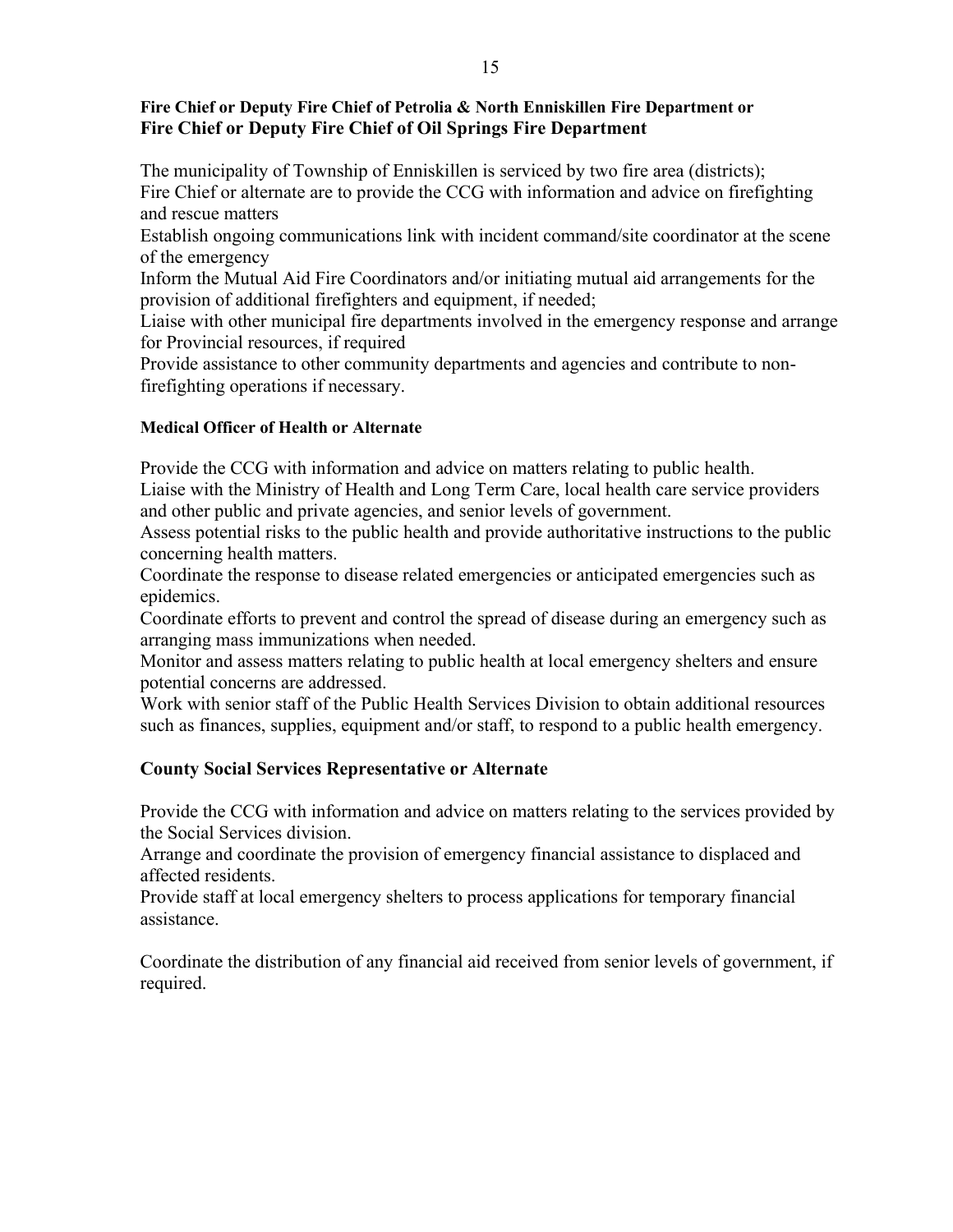**Fire Chief or Deputy Fire Chief of Petrolia & North Enniskillen Fire Department or Fire Chief or Deputy Fire Chief of Oil Springs Fire Department**

The municipality of Township of Enniskillen is serviced by two fire area (districts);
Fire Chief or alternate are to provide the CCG with information and advice on firefighting and rescue matters
Establish ongoing communications link with incident command/site coordinator at the scene of the emergency
Inform the Mutual Aid Fire Coordinators and/or initiating mutual aid arrangements for the provision of additional firefighters and equipment, if needed;
Liaise with other municipal fire departments involved in the emergency response and arrange for Provincial resources, if required
Provide assistance to other community departments and agencies and contribute to non-firefighting operations if necessary.

**Medical Officer of Health or Alternate**

Provide the CCG with information and advice on matters relating to public health.
Liaise with the Ministry of Health and Long Term Care, local health care service providers and other public and private agencies, and senior levels of government.
Assess potential risks to the public health and provide authoritative instructions to the public concerning health matters.
Coordinate the response to disease related emergencies or anticipated emergencies such as epidemics.
Coordinate efforts to prevent and control the spread of disease during an emergency such as arranging mass immunizations when needed.
Monitor and assess matters relating to public health at local emergency shelters and ensure potential concerns are addressed.
Work with senior staff of the Public Health Services Division to obtain additional resources such as finances, supplies, equipment and/or staff, to respond to a public health emergency.

**County Social Services Representative or Alternate**

Provide the CCG with information and advice on matters relating to the services provided by the Social Services division.
Arrange and coordinate the provision of emergency financial assistance to displaced and affected residents.
Provide staff at local emergency shelters to process applications for temporary financial assistance.

Coordinate the distribution of any financial aid received from senior levels of government, if required.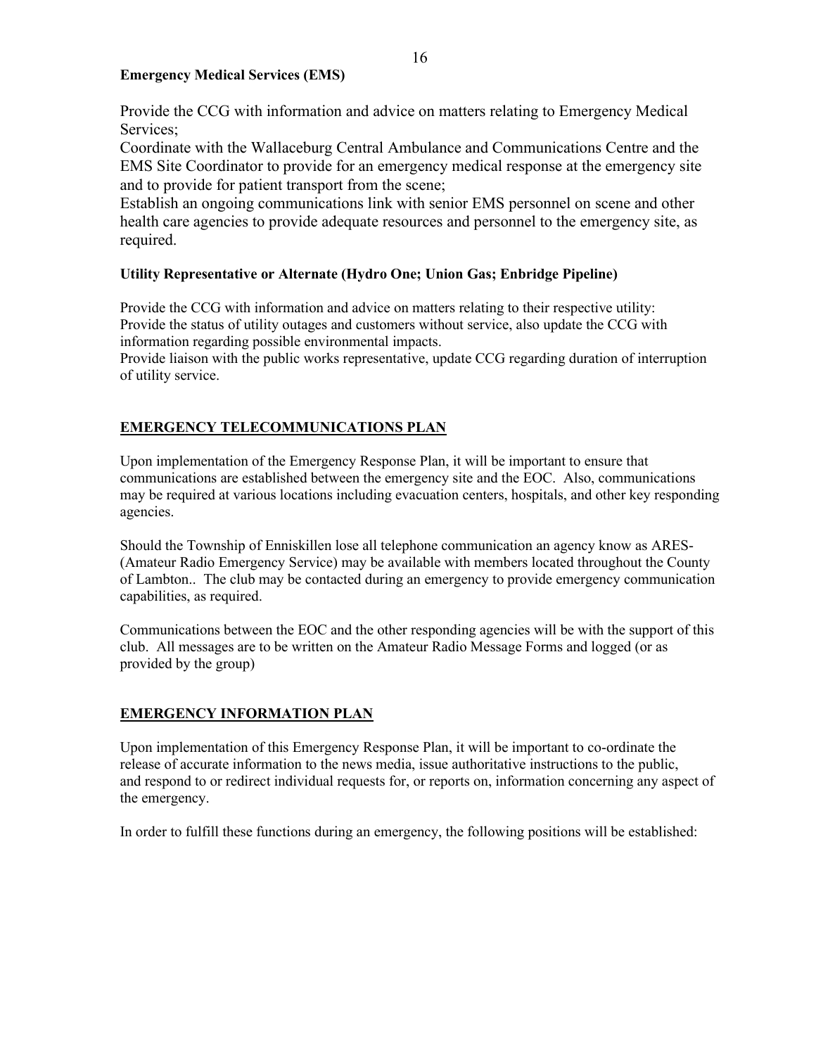**Emergency Medical Services (EMS)**

Provide the CCG with information and advice on matters relating to Emergency Medical Services;

Coordinate with the Wallaceburg Central Ambulance and Communications Centre and the EMS Site Coordinator to provide for an emergency medical response at the emergency site and to provide for patient transport from the scene;

Establish an ongoing communications link with senior EMS personnel on scene and other health care agencies to provide adequate resources and personnel to the emergency site, as required.

**Utility Representative or Alternate (Hydro One; Union Gas; Enbridge Pipeline)**

Provide the CCG with information and advice on matters relating to their respective utility:

Provide the status of utility outages and customers without service, also update the CCG with information regarding possible environmental impacts.

Provide liaison with the public works representative, update CCG regarding duration of interruption of utility service.

## EMERGENCY TELECOMMUNICATIONS PLAN

Upon implementation of the Emergency Response Plan, it will be important to ensure that communications are established between the emergency site and the EOC. Also, communications may be required at various locations including evacuation centers, hospitals, and other key responding agencies.

Should the Township of Enniskillen lose all telephone communication an agency know as ARES- (Amateur Radio Emergency Service) may be available with members located throughout the County of Lambton.. The club may be contacted during an emergency to provide emergency communication capabilities, as required.

Communications between the EOC and the other responding agencies will be with the support of this club. All messages are to be written on the Amateur Radio Message Forms and logged (or as provided by the group)

## EMERGENCY INFORMATION PLAN

Upon implementation of this Emergency Response Plan, it will be important to co-ordinate the release of accurate information to the news media, issue authoritative instructions to the public, and respond to or redirect individual requests for, or reports on, information concerning any aspect of the emergency.

In order to fulfill these functions during an emergency, the following positions will be established: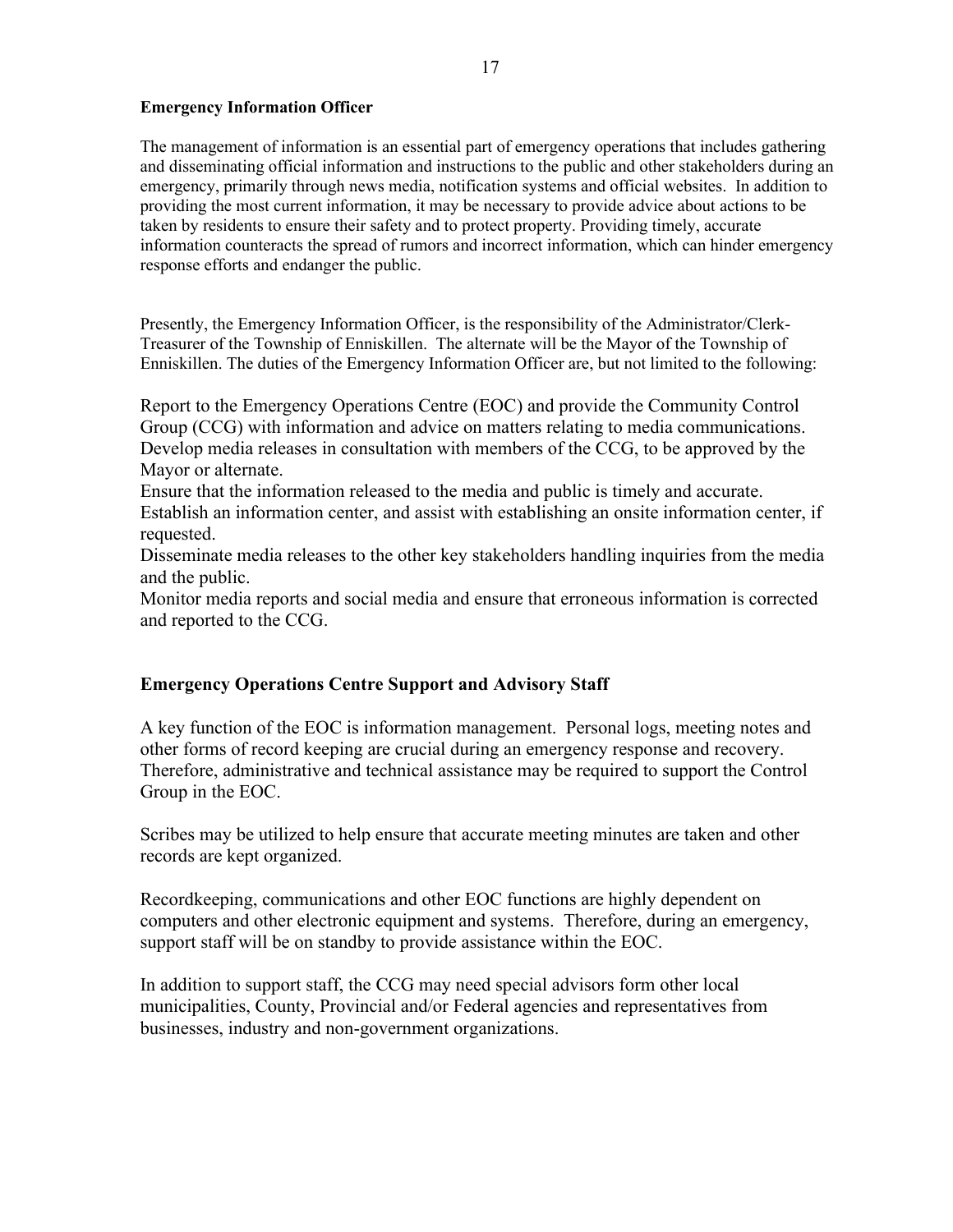**Emergency Information Officer**

The management of information is an essential part of emergency operations that includes gathering and disseminating official information and instructions to the public and other stakeholders during an emergency, primarily through news media, notification systems and official websites. In addition to providing the most current information, it may be necessary to provide advice about actions to be taken by residents to ensure their safety and to protect property. Providing timely, accurate information counteracts the spread of rumors and incorrect information, which can hinder emergency response efforts and endanger the public.

Presently, the Emergency Information Officer, is the responsibility of the Administrator/Clerk-Treasurer of the Township of Enniskillen. The alternate will be the Mayor of the Township of Enniskillen. The duties of the Emergency Information Officer are, but not limited to the following:

Report to the Emergency Operations Centre (EOC) and provide the Community Control Group (CCG) with information and advice on matters relating to media communications.
Develop media releases in consultation with members of the CCG, to be approved by the Mayor or alternate.
Ensure that the information released to the media and public is timely and accurate.
Establish an information center, and assist with establishing an onsite information center, if requested.
Disseminate media releases to the other key stakeholders handling inquiries from the media and the public.
Monitor media reports and social media and ensure that erroneous information is corrected and reported to the CCG.

**Emergency Operations Centre Support and Advisory Staff**

A key function of the EOC is information management. Personal logs, meeting notes and other forms of record keeping are crucial during an emergency response and recovery. Therefore, administrative and technical assistance may be required to support the Control Group in the EOC.

Scribes may be utilized to help ensure that accurate meeting minutes are taken and other records are kept organized.

Recordkeeping, communications and other EOC functions are highly dependent on computers and other electronic equipment and systems. Therefore, during an emergency, support staff will be on standby to provide assistance within the EOC.

In addition to support staff, the CCG may need special advisors form other local municipalities, County, Provincial and/or Federal agencies and representatives from businesses, industry and non-government organizations.